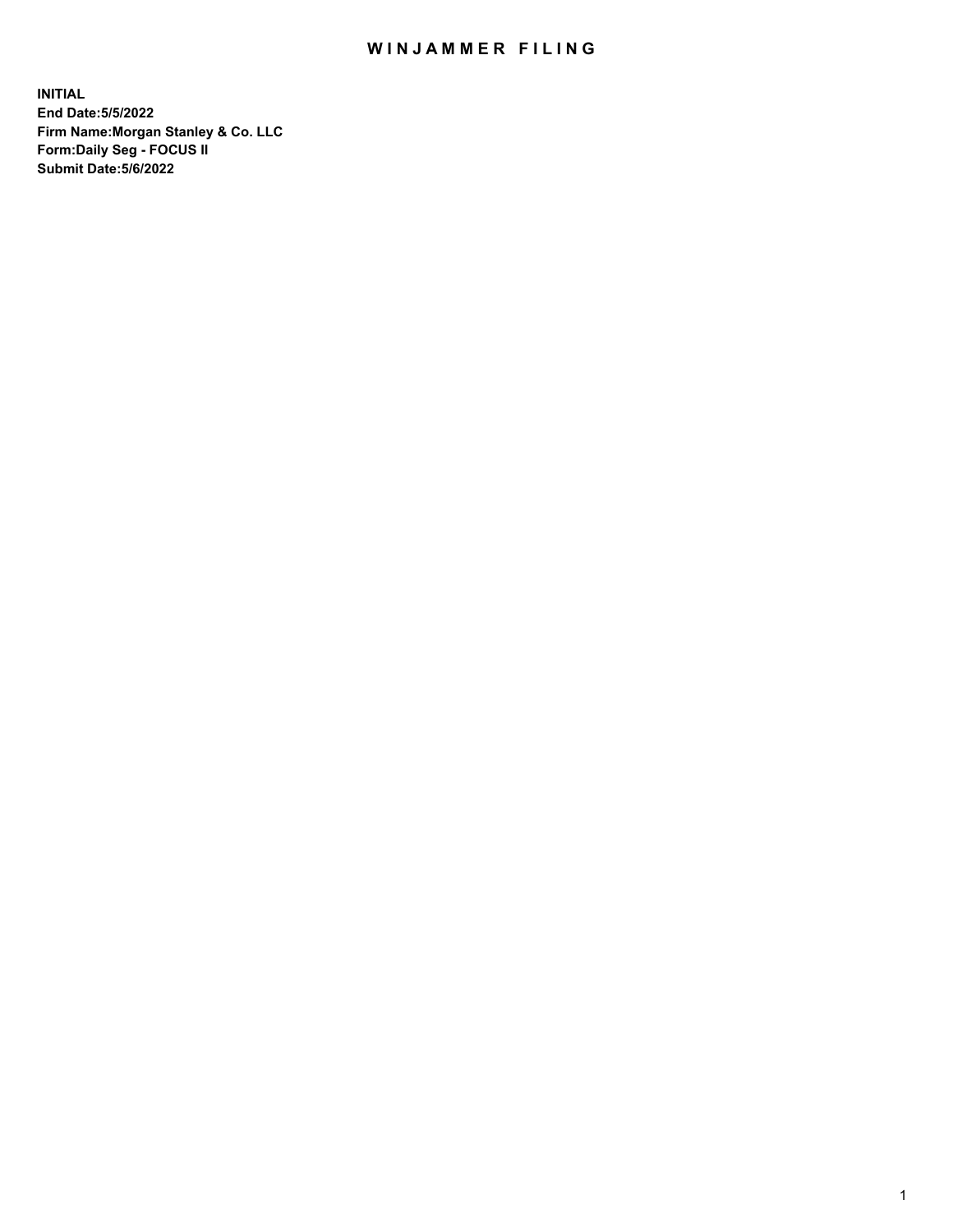# WINJAMMER FILING

**INITIAL**
**End Date:5/5/2022**
**Firm Name:Morgan Stanley & Co. LLC**
**Form:Daily Seg - FOCUS II**
**Submit Date:5/6/2022**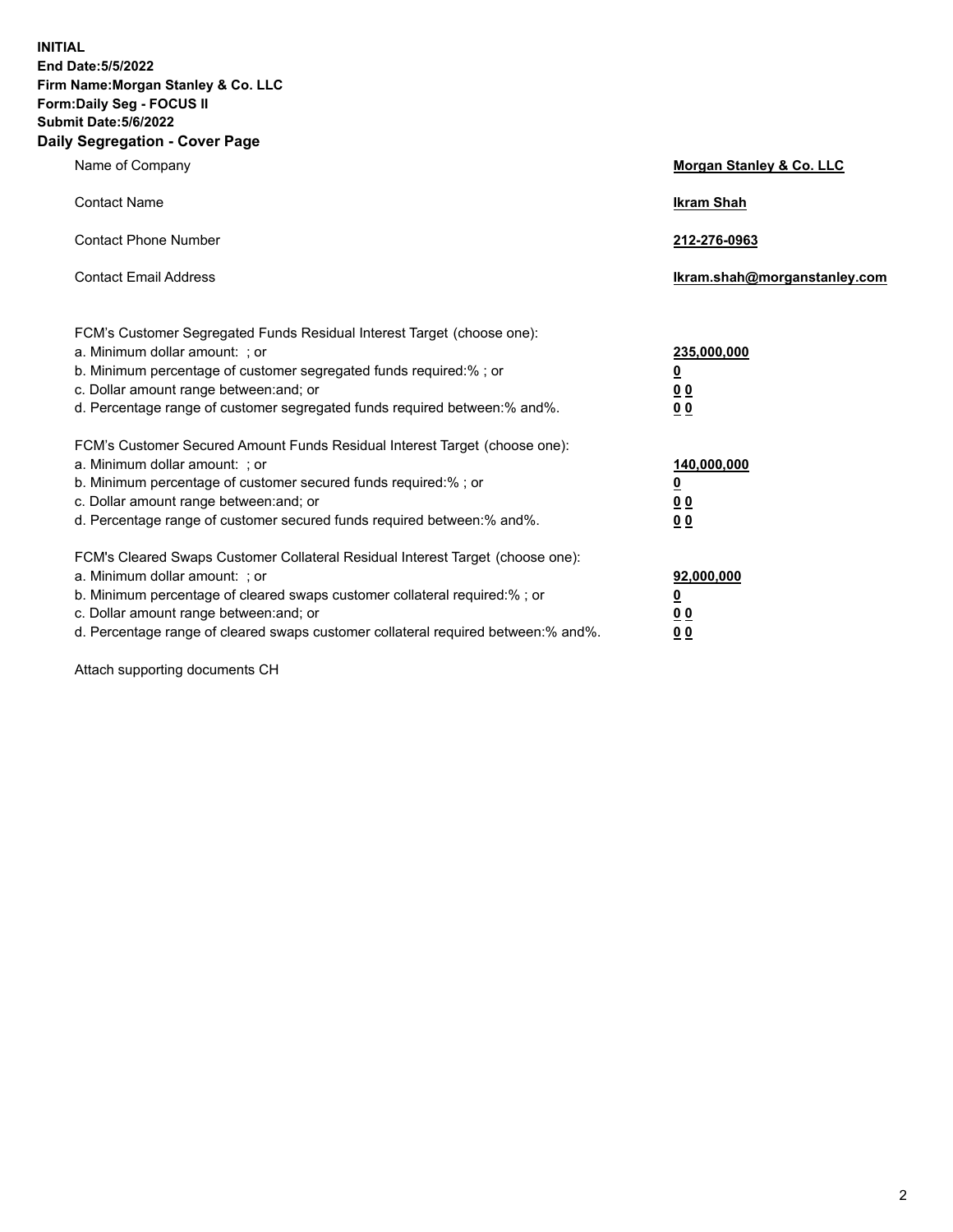**INITIAL**
**End Date:5/5/2022**
**Firm Name:Morgan Stanley & Co. LLC**
**Form:Daily Seg - FOCUS II**
**Submit Date:5/6/2022**

## Daily Segregation - Cover Page

| | |
|---|---|
| Name of Company | **Morgan Stanley & Co. LLC** |
| Contact Name | **Ikram Shah** |
| Contact Phone Number | **212-276-0963** |
| Contact Email Address | **Ikram.shah@morganstanley.com** |

| | |
|---|---|
| FCM's Customer Segregated Funds Residual Interest Target (choose one): | |
| a. Minimum dollar amount: ; or | **235,000,000** |
| b. Minimum percentage of customer segregated funds required:% ; or | **0** |
| c. Dollar amount range between:and; or | **0 0** |
| d. Percentage range of customer segregated funds required between:% and%. | **0 0** |
| FCM's Customer Secured Amount Funds Residual Interest Target (choose one): | |
| a. Minimum dollar amount: ; or | **140,000,000** |
| b. Minimum percentage of customer secured funds required:% ; or | **0** |
| c. Dollar amount range between:and; or | **0 0** |
| d. Percentage range of customer secured funds required between:% and%. | **0 0** |
| FCM's Cleared Swaps Customer Collateral Residual Interest Target (choose one): | |
| a. Minimum dollar amount: ; or | **92,000,000** |
| b. Minimum percentage of cleared swaps customer collateral required:% ; or | **0** |
| c. Dollar amount range between:and; or | **0 0** |
| d. Percentage range of cleared swaps customer collateral required between:% and%. | **0 0** |

Attach supporting documents CH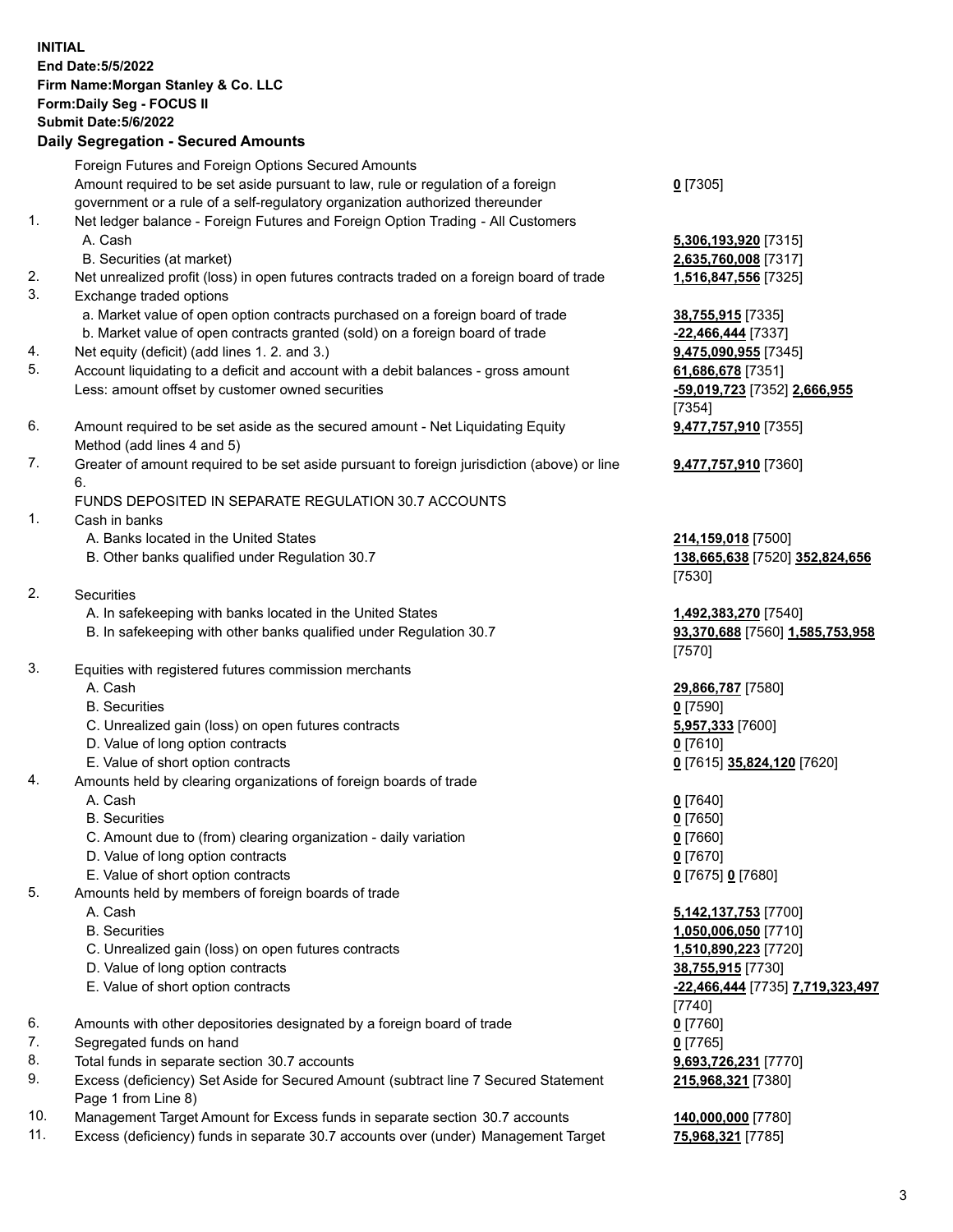**INITIAL**
**End Date:5/5/2022**
**Firm Name:Morgan Stanley & Co. LLC**
**Form:Daily Seg - FOCUS II**
**Submit Date:5/6/2022**

## Daily Segregation - Secured Amounts

| | | |
|---|---|---|
| | Foreign Futures and Foreign Options Secured Amounts | |
| | Amount required to be set aside pursuant to law, rule or regulation of a foreign government or a rule of a self-regulatory organization authorized thereunder | **0** [7305] |
| 1. | Net ledger balance - Foreign Futures and Foreign Option Trading - All Customers | |
| | A. Cash | **5,306,193,920** [7315] |
| | B. Securities (at market) | **2,635,760,008** [7317] |
| 2. | Net unrealized profit (loss) in open futures contracts traded on a foreign board of trade | **1,516,847,556** [7325] |
| 3. | Exchange traded options | |
| | a. Market value of open option contracts purchased on a foreign board of trade | **38,755,915** [7335] |
| | b. Market value of open contracts granted (sold) on a foreign board of trade | **-22,466,444** [7337] |
| 4. | Net equity (deficit) (add lines 1. 2. and 3.) | **9,475,090,955** [7345] |
| 5. | Account liquidating to a deficit and account with a debit balances - gross amount | **61,686,678** [7351] |
| | Less: amount offset by customer owned securities | **-59,019,723** [7352] **2,666,955** [7354] |
| 6. | Amount required to be set aside as the secured amount - Net Liquidating Equity Method (add lines 4 and 5) | **9,477,757,910** [7355] |
| 7. | Greater of amount required to be set aside pursuant to foreign jurisdiction (above) or line 6. | **9,477,757,910** [7360] |
| | FUNDS DEPOSITED IN SEPARATE REGULATION 30.7 ACCOUNTS | |
| 1. | Cash in banks | |
| | A. Banks located in the United States | **214,159,018** [7500] |
| | B. Other banks qualified under Regulation 30.7 | **138,665,638** [7520] **352,824,656** [7530] |
| 2. | Securities | |
| | A. In safekeeping with banks located in the United States | **1,492,383,270** [7540] |
| | B. In safekeeping with other banks qualified under Regulation 30.7 | **93,370,688** [7560] **1,585,753,958** [7570] |
| 3. | Equities with registered futures commission merchants | |
| | A. Cash | **29,866,787** [7580] |
| | B. Securities | **0** [7590] |
| | C. Unrealized gain (loss) on open futures contracts | **5,957,333** [7600] |
| | D. Value of long option contracts | **0** [7610] |
| | E. Value of short option contracts | **0** [7615] **35,824,120** [7620] |
| 4. | Amounts held by clearing organizations of foreign boards of trade | |
| | A. Cash | **0** [7640] |
| | B. Securities | **0** [7650] |
| | C. Amount due to (from) clearing organization - daily variation | **0** [7660] |
| | D. Value of long option contracts | **0** [7670] |
| | E. Value of short option contracts | **0** [7675] **0** [7680] |
| 5. | Amounts held by members of foreign boards of trade | |
| | A. Cash | **5,142,137,753** [7700] |
| | B. Securities | **1,050,006,050** [7710] |
| | C. Unrealized gain (loss) on open futures contracts | **1,510,890,223** [7720] |
| | D. Value of long option contracts | **38,755,915** [7730] |
| | E. Value of short option contracts | **-22,466,444** [7735] **7,719,323,497** [7740] |
| 6. | Amounts with other depositories designated by a foreign board of trade | **0** [7760] |
| 7. | Segregated funds on hand | **0** [7765] |
| 8. | Total funds in separate section 30.7 accounts | **9,693,726,231** [7770] |
| 9. | Excess (deficiency) Set Aside for Secured Amount (subtract line 7 Secured Statement Page 1 from Line 8) | **215,968,321** [7380] |
| 10. | Management Target Amount for Excess funds in separate section 30.7 accounts | **140,000,000** [7780] |
| 11. | Excess (deficiency) funds in separate 30.7 accounts over (under) Management Target | **75,968,321** [7785] |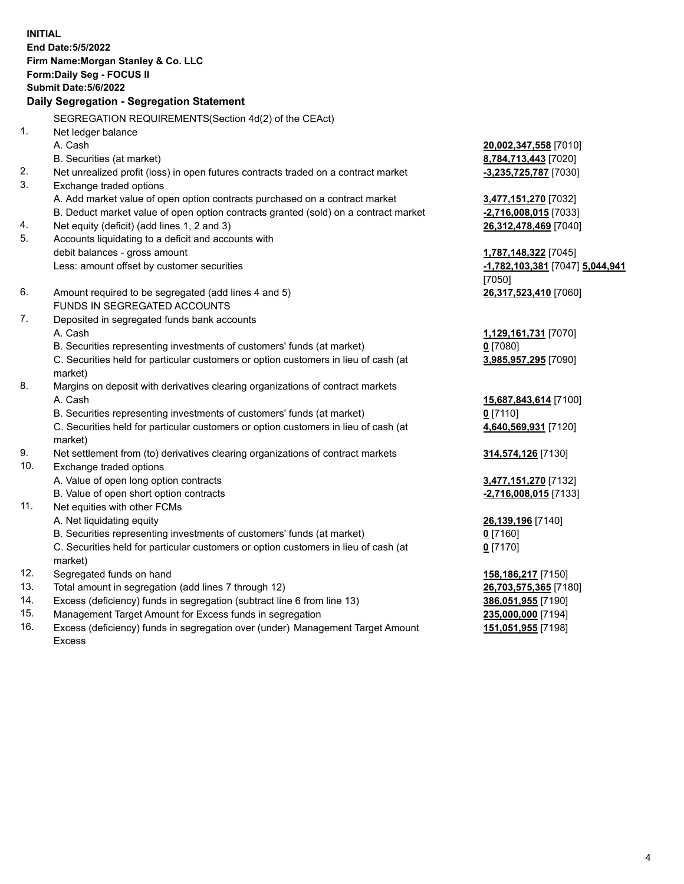**INITIAL**
**End Date:5/5/2022**
**Firm Name:Morgan Stanley & Co. LLC**
**Form:Daily Seg - FOCUS II**
**Submit Date:5/6/2022**

## Daily Segregation - Segregation Statement

SEGREGATION REQUIREMENTS(Section 4d(2) of the CEAct)

| | | |
|---|---|---|
| 1. | Net ledger balance | |
| | A. Cash | **20,002,347,558** [7010] |
| | B. Securities (at market) | **8,784,713,443** [7020] |
| 2. | Net unrealized profit (loss) in open futures contracts traded on a contract market | **-3,235,725,787** [7030] |
| 3. | Exchange traded options | |
| | A. Add market value of open option contracts purchased on a contract market | **3,477,151,270** [7032] |
| | B. Deduct market value of open option contracts granted (sold) on a contract market | **-2,716,008,015** [7033] |
| 4. | Net equity (deficit) (add lines 1, 2 and 3) | **26,312,478,469** [7040] |
| 5. | Accounts liquidating to a deficit and accounts with debit balances - gross amount | **1,787,148,322** [7045] |
| | Less: amount offset by customer securities | **-1,782,103,381** [7047] **5,044,941** [7050] |
| 6. | Amount required to be segregated (add lines 4 and 5) | **26,317,523,410** [7060] |
| | FUNDS IN SEGREGATED ACCOUNTS | |
| 7. | Deposited in segregated funds bank accounts | |
| | A. Cash | **1,129,161,731** [7070] |
| | B. Securities representing investments of customers' funds (at market) | **0** [7080] |
| | C. Securities held for particular customers or option customers in lieu of cash (at market) | **3,985,957,295** [7090] |
| 8. | Margins on deposit with derivatives clearing organizations of contract markets | |
| | A. Cash | **15,687,843,614** [7100] |
| | B. Securities representing investments of customers' funds (at market) | **0** [7110] |
| | C. Securities held for particular customers or option customers in lieu of cash (at market) | **4,640,569,931** [7120] |
| 9. | Net settlement from (to) derivatives clearing organizations of contract markets | **314,574,126** [7130] |
| 10. | Exchange traded options | |
| | A. Value of open long option contracts | **3,477,151,270** [7132] |
| | B. Value of open short option contracts | **-2,716,008,015** [7133] |
| 11. | Net equities with other FCMs | |
| | A. Net liquidating equity | **26,139,196** [7140] |
| | B. Securities representing investments of customers' funds (at market) | **0** [7160] |
| | C. Securities held for particular customers or option customers in lieu of cash (at market) | **0** [7170] |
| 12. | Segregated funds on hand | **158,186,217** [7150] |
| 13. | Total amount in segregation (add lines 7 through 12) | **26,703,575,365** [7180] |
| 14. | Excess (deficiency) funds in segregation (subtract line 6 from line 13) | **386,051,955** [7190] |
| 15. | Management Target Amount for Excess funds in segregation | **235,000,000** [7194] |
| 16. | Excess (deficiency) funds in segregation over (under) Management Target Amount Excess | **151,051,955** [7198] |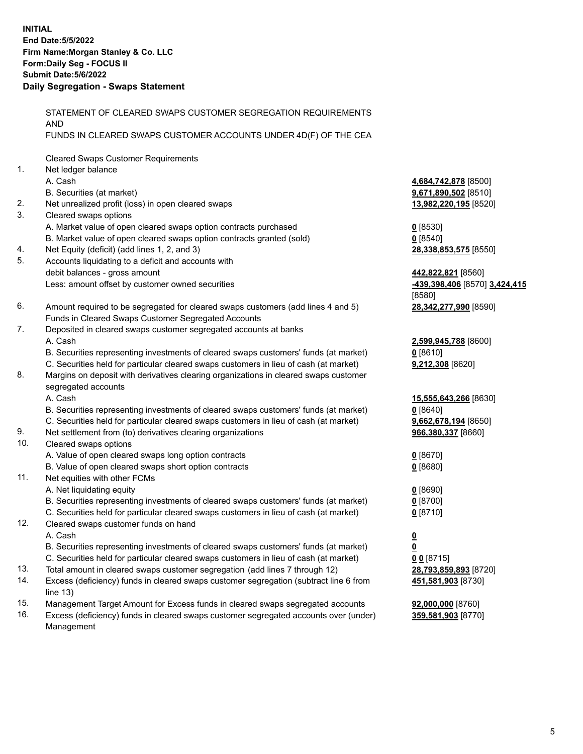**INITIAL**
**End Date:5/5/2022**
**Firm Name:Morgan Stanley & Co. LLC**
**Form:Daily Seg - FOCUS II**
**Submit Date:5/6/2022**
**Daily Segregation - Swaps Statement**

STATEMENT OF CLEARED SWAPS CUSTOMER SEGREGATION REQUIREMENTS AND FUNDS IN CLEARED SWAPS CUSTOMER ACCOUNTS UNDER 4D(F) OF THE CEA

| | | |
|---|---|---|
| | Cleared Swaps Customer Requirements | |
| 1. | Net ledger balance | |
| | A. Cash | **4,684,742,878** [8500] |
| | B. Securities (at market) | **9,671,890,502** [8510] |
| 2. | Net unrealized profit (loss) in open cleared swaps | **13,982,220,195** [8520] |
| 3. | Cleared swaps options | |
| | A. Market value of open cleared swaps option contracts purchased | **0** [8530] |
| | B. Market value of open cleared swaps option contracts granted (sold) | **0** [8540] |
| 4. | Net Equity (deficit) (add lines 1, 2, and 3) | **28,338,853,575** [8550] |
| 5. | Accounts liquidating to a deficit and accounts with debit balances - gross amount | **442,822,821** [8560] |
| | Less: amount offset by customer owned securities | **-439,398,406** [8570] **3,424,415** [8580] |
| 6. | Amount required to be segregated for cleared swaps customers (add lines 4 and 5) | **28,342,277,990** [8590] |
| | Funds in Cleared Swaps Customer Segregated Accounts | |
| 7. | Deposited in cleared swaps customer segregated accounts at banks | |
| | A. Cash | **2,599,945,788** [8600] |
| | B. Securities representing investments of cleared swaps customers' funds (at market) | **0** [8610] |
| | C. Securities held for particular cleared swaps customers in lieu of cash (at market) | **9,212,308** [8620] |
| 8. | Margins on deposit with derivatives clearing organizations in cleared swaps customer segregated accounts | |
| | A. Cash | **15,555,643,266** [8630] |
| | B. Securities representing investments of cleared swaps customers' funds (at market) | **0** [8640] |
| | C. Securities held for particular cleared swaps customers in lieu of cash (at market) | **9,662,678,194** [8650] |
| 9. | Net settlement from (to) derivatives clearing organizations | **966,380,337** [8660] |
| 10. | Cleared swaps options | |
| | A. Value of open cleared swaps long option contracts | **0** [8670] |
| | B. Value of open cleared swaps short option contracts | **0** [8680] |
| 11. | Net equities with other FCMs | |
| | A. Net liquidating equity | **0** [8690] |
| | B. Securities representing investments of cleared swaps customers' funds (at market) | **0** [8700] |
| | C. Securities held for particular cleared swaps customers in lieu of cash (at market) | **0** [8710] |
| 12. | Cleared swaps customer funds on hand | |
| | A. Cash | **0** |
| | B. Securities representing investments of cleared swaps customers' funds (at market) | **0** |
| | C. Securities held for particular cleared swaps customers in lieu of cash (at market) | **0** **0** [8715] |
| 13. | Total amount in cleared swaps customer segregation (add lines 7 through 12) | **28,793,859,893** [8720] |
| 14. | Excess (deficiency) funds in cleared swaps customer segregation (subtract line 6 from line 13) | **451,581,903** [8730] |
| 15. | Management Target Amount for Excess funds in cleared swaps segregated accounts | **92,000,000** [8760] |
| 16. | Excess (deficiency) funds in cleared swaps customer segregated accounts over (under) Management | **359,581,903** [8770] |